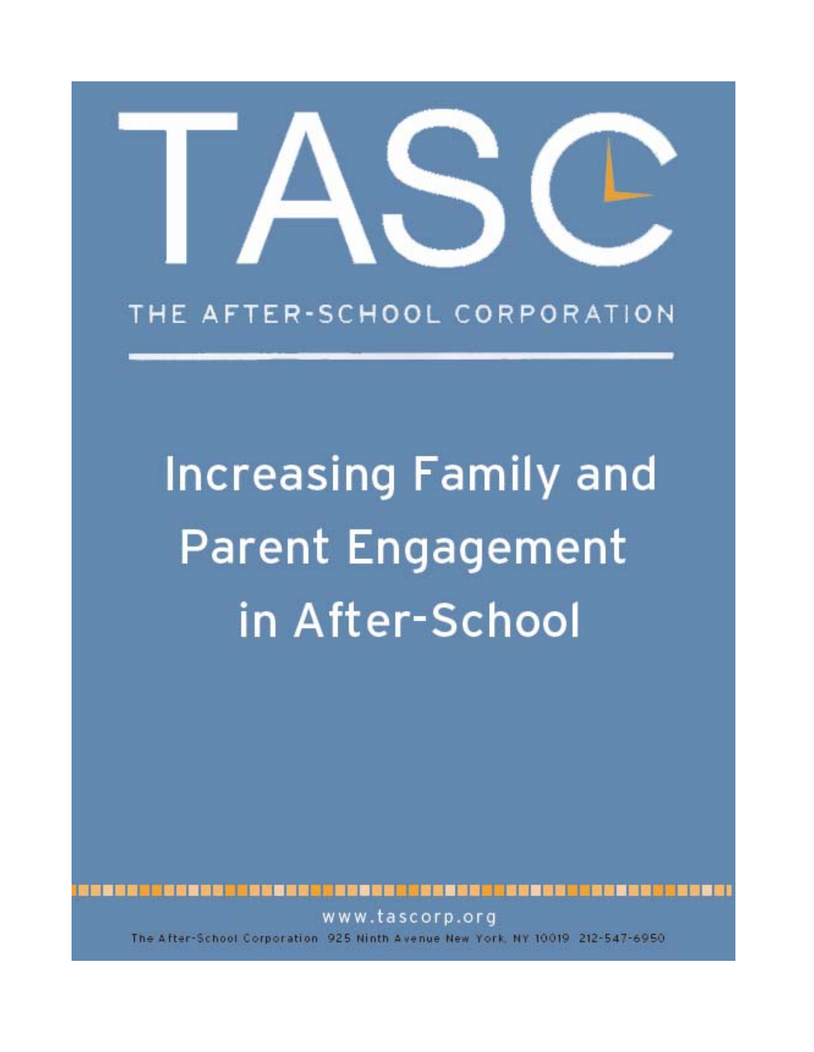# TASC

THE AFTER-SCHOOL CORPORATION

# Increasing Family and Parent Engagement in After-School

www.tascorp.org

The After-School Corporation 925 Ninth Avenue New York, NY 10019 212-547-6950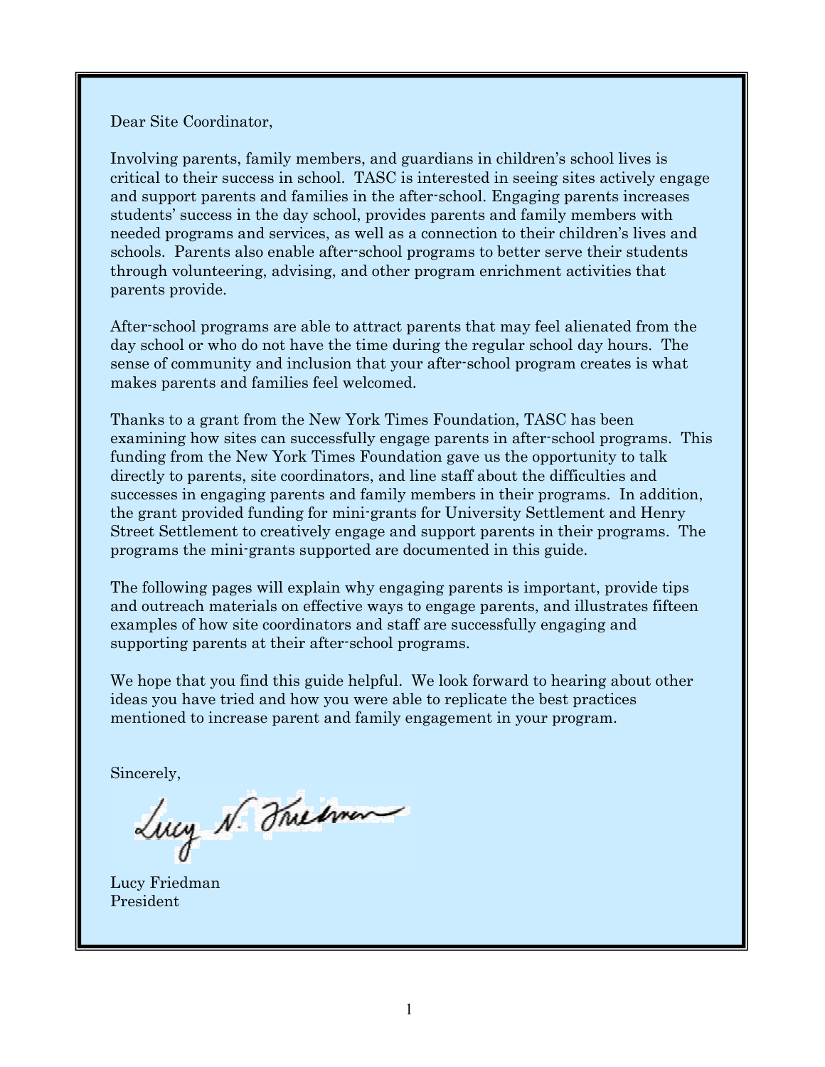Dear Site Coordinator,

Involving parents, family members, and guardians in children's school lives is critical to their success in school. TASC is interested in seeing sites actively engage and support parents and families in the after-school. Engaging parents increases students' success in the day school, provides parents and family members with needed programs and services, as well as a connection to their children's lives and schools. Parents also enable after-school programs to better serve their students through volunteering, advising, and other program enrichment activities that parents provide.

After-school programs are able to attract parents that may feel alienated from the day school or who do not have the time during the regular school day hours. The sense of community and inclusion that your after-school program creates is what makes parents and families feel welcomed.

Thanks to a grant from the New York Times Foundation, TASC has been examining how sites can successfully engage parents in after-school programs. This funding from the New York Times Foundation gave us the opportunity to talk directly to parents, site coordinators, and line staff about the difficulties and successes in engaging parents and family members in their programs. In addition, the grant provided funding for mini-grants for University Settlement and Henry Street Settlement to creatively engage and support parents in their programs. The programs the mini-grants supported are documented in this guide.

The following pages will explain why engaging parents is important, provide tips and outreach materials on effective ways to engage parents, and illustrates fifteen examples of how site coordinators and staff are successfully engaging and supporting parents at their after-school programs.

We hope that you find this guide helpful. We look forward to hearing about other ideas you have tried and how you were able to replicate the best practices mentioned to increase parent and family engagement in your program.

Sincerely,

Lucy N. Friedman

Lucy Friedman
President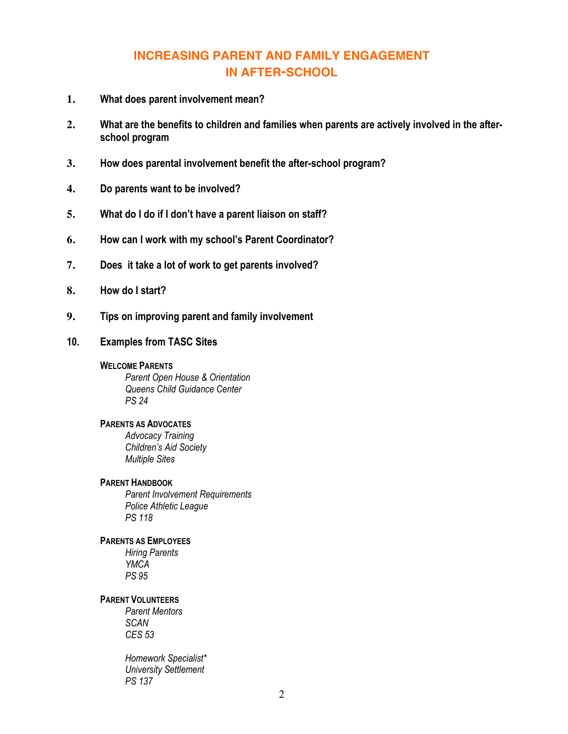# INCREASING PARENT AND FAMILY ENGAGEMENT IN AFTER-SCHOOL

1. **What does parent involvement mean?**
2. **What are the benefits to children and families when parents are actively involved in the after-school program**
3. **How does parental involvement benefit the after-school program?**
4. **Do parents want to be involved?**
5. **What do I do if I don't have a parent liaison on staff?**
6. **How can I work with my school's Parent Coordinator?**
7. **Does it take a lot of work to get parents involved?**
8. **How do I start?**
9. **Tips on improving parent and family involvement**
10. **Examples from TASC Sites**

**WELCOME PARENTS**
*Parent Open House & Orientation*
*Queens Child Guidance Center*
*PS 24*

**PARENTS AS ADVOCATES**
*Advocacy Training*
*Children's Aid Society*
*Multiple Sites*

**PARENT HANDBOOK**
*Parent Involvement Requirements*
*Police Athletic League*
*PS 118*

**PARENTS AS EMPLOYEES**
*Hiring Parents*
*YMCA*
*PS 95*

**PARENT VOLUNTEERS**
*Parent Mentors*
*SCAN*
*CES 53*

*Homework Specialist**
*University Settlement*
*PS 137*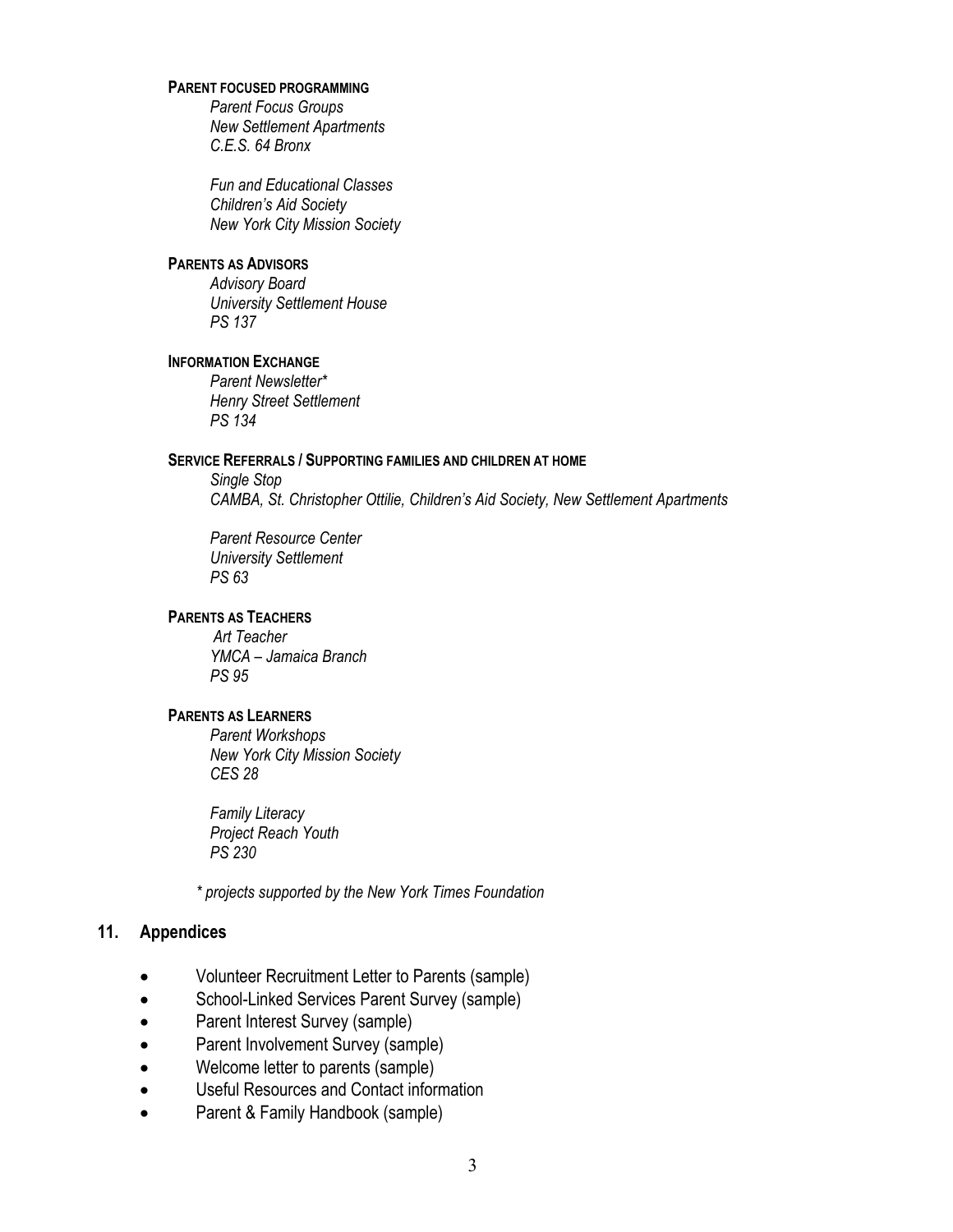**PARENT FOCUSED PROGRAMMING**

*Parent Focus Groups*
*New Settlement Apartments*
*C.E.S. 64 Bronx*

*Fun and Educational Classes*
*Children's Aid Society*
*New York City Mission Society*

**PARENTS AS ADVISORS**

*Advisory Board*
*University Settlement House*
*PS 137*

**INFORMATION EXCHANGE**

*Parent Newsletter**
*Henry Street Settlement*
*PS 134*

**SERVICE REFERRALS / SUPPORTING FAMILIES AND CHILDREN AT HOME**

*Single Stop*
*CAMBA, St. Christopher Ottilie, Children's Aid Society, New Settlement Apartments*

*Parent Resource Center*
*University Settlement*
*PS 63*

**PARENTS AS TEACHERS**

*Art Teacher*
*YMCA – Jamaica Branch*
*PS 95*

**PARENTS AS LEARNERS**

*Parent Workshops*
*New York City Mission Society*
*CES 28*

*Family Literacy*
*Project Reach Youth*
*PS 230*

*\* projects supported by the New York Times Foundation*

## 11. Appendices

- Volunteer Recruitment Letter to Parents (sample)
- School-Linked Services Parent Survey (sample)
- Parent Interest Survey (sample)
- Parent Involvement Survey (sample)
- Welcome letter to parents (sample)
- Useful Resources and Contact information
- Parent & Family Handbook (sample)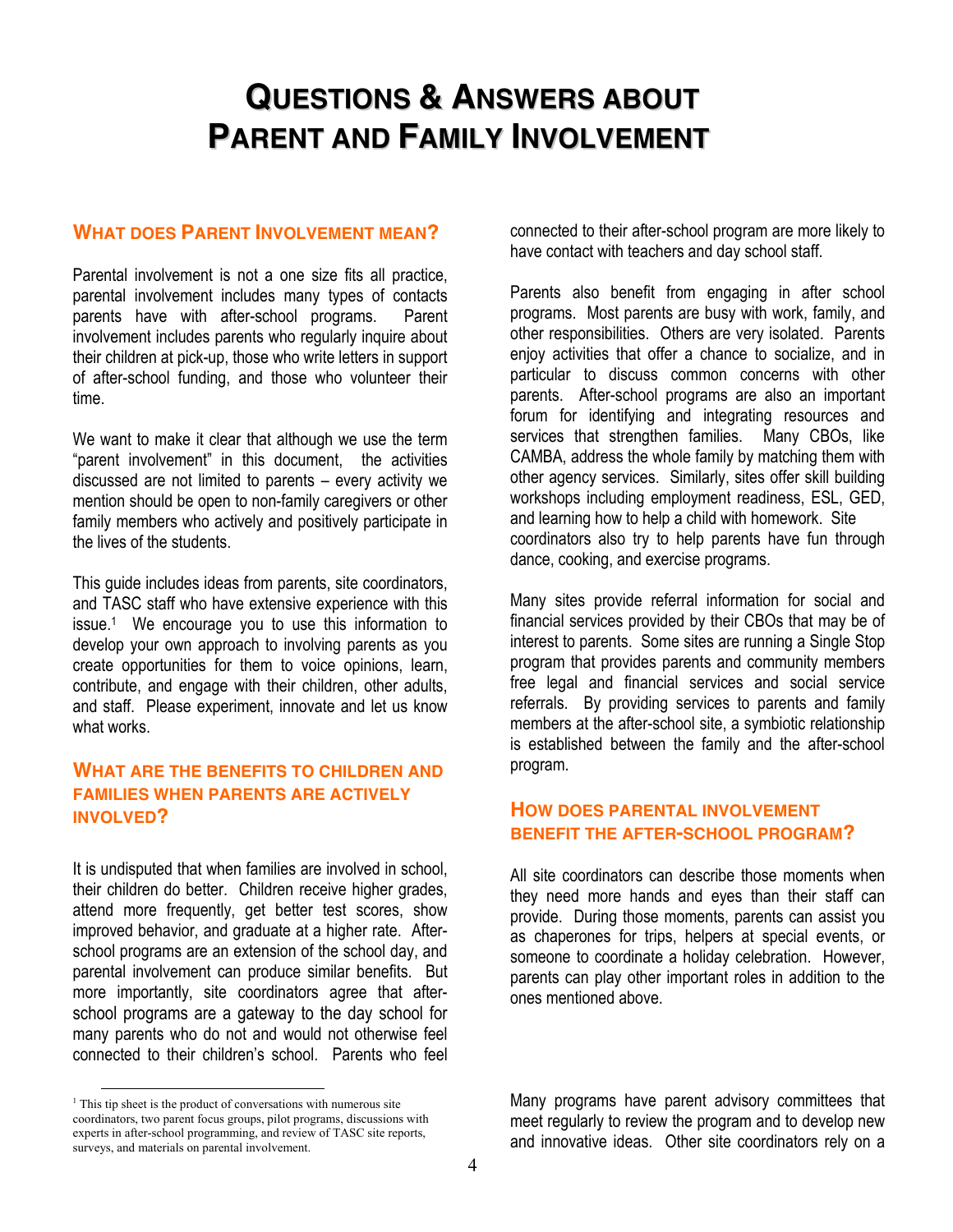# Questions & Answers about Parent and Family Involvement

### What does Parent Involvement mean?

Parental involvement is not a one size fits all practice, parental involvement includes many types of contacts parents have with after-school programs. Parent involvement includes parents who regularly inquire about their children at pick-up, those who write letters in support of after-school funding, and those who volunteer their time.

We want to make it clear that although we use the term "parent involvement" in this document, the activities discussed are not limited to parents – every activity we mention should be open to non-family caregivers or other family members who actively and positively participate in the lives of the students.

This guide includes ideas from parents, site coordinators, and TASC staff who have extensive experience with this issue.[1] We encourage you to use this information to develop your own approach to involving parents as you create opportunities for them to voice opinions, learn, contribute, and engage with their children, other adults, and staff. Please experiment, innovate and let us know what works.

### What are the benefits to children and families when parents are actively involved?

It is undisputed that when families are involved in school, their children do better. Children receive higher grades, attend more frequently, get better test scores, show improved behavior, and graduate at a higher rate. After-school programs are an extension of the school day, and parental involvement can produce similar benefits. But more importantly, site coordinators agree that after-school programs are a gateway to the day school for many parents who do not and would not otherwise feel connected to their children's school. Parents who feel connected to their after-school program are more likely to have contact with teachers and day school staff.

Parents also benefit from engaging in after school programs. Most parents are busy with work, family, and other responsibilities. Others are very isolated. Parents enjoy activities that offer a chance to socialize, and in particular to discuss common concerns with other parents. After-school programs are also an important forum for identifying and integrating resources and services that strengthen families. Many CBOs, like CAMBA, address the whole family by matching them with other agency services. Similarly, sites offer skill building workshops including employment readiness, ESL, GED, and learning how to help a child with homework. Site coordinators also try to help parents have fun through dance, cooking, and exercise programs.

Many sites provide referral information for social and financial services provided by their CBOs that may be of interest to parents. Some sites are running a Single Stop program that provides parents and community members free legal and financial services and social service referrals. By providing services to parents and family members at the after-school site, a symbiotic relationship is established between the family and the after-school program.

### How does parental involvement benefit the after-school program?

All site coordinators can describe those moments when they need more hands and eyes than their staff can provide. During those moments, parents can assist you as chaperones for trips, helpers at special events, or someone to coordinate a holiday celebration. However, parents can play other important roles in addition to the ones mentioned above.

Many programs have parent advisory committees that meet regularly to review the program and to develop new and innovative ideas. Other site coordinators rely on a

[1] This tip sheet is the product of conversations with numerous site coordinators, two parent focus groups, pilot programs, discussions with experts in after-school programming, and review of TASC site reports, surveys, and materials on parental involvement.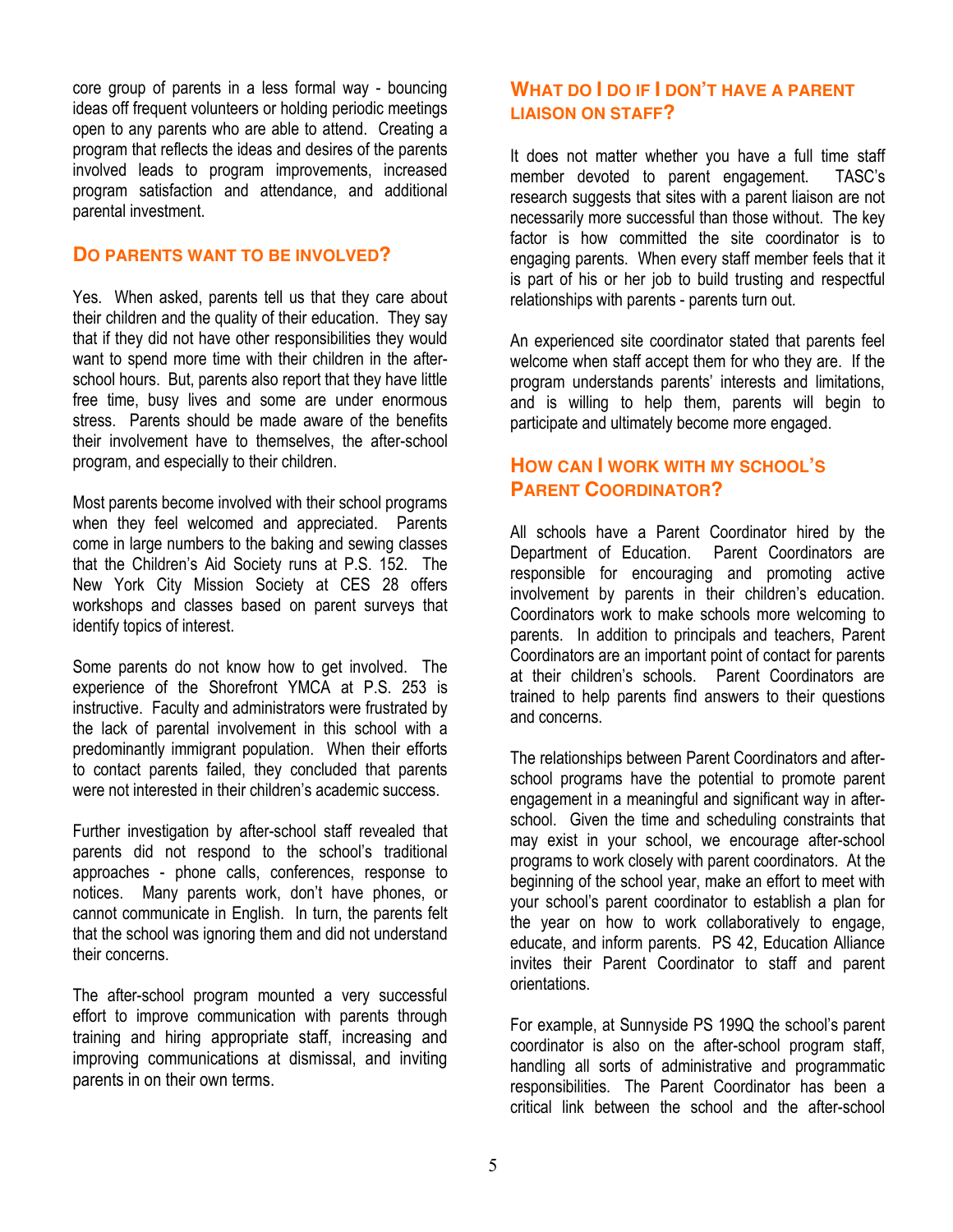core group of parents in a less formal way - bouncing ideas off frequent volunteers or holding periodic meetings open to any parents who are able to attend. Creating a program that reflects the ideas and desires of the parents involved leads to program improvements, increased program satisfaction and attendance, and additional parental investment.

## Do parents want to be involved?

Yes. When asked, parents tell us that they care about their children and the quality of their education. They say that if they did not have other responsibilities they would want to spend more time with their children in the after-school hours. But, parents also report that they have little free time, busy lives and some are under enormous stress. Parents should be made aware of the benefits their involvement have to themselves, the after-school program, and especially to their children.

Most parents become involved with their school programs when they feel welcomed and appreciated. Parents come in large numbers to the baking and sewing classes that the Children's Aid Society runs at P.S. 152. The New York City Mission Society at CES 28 offers workshops and classes based on parent surveys that identify topics of interest.

Some parents do not know how to get involved. The experience of the Shorefront YMCA at P.S. 253 is instructive. Faculty and administrators were frustrated by the lack of parental involvement in this school with a predominantly immigrant population. When their efforts to contact parents failed, they concluded that parents were not interested in their children's academic success.

Further investigation by after-school staff revealed that parents did not respond to the school's traditional approaches - phone calls, conferences, response to notices. Many parents work, don't have phones, or cannot communicate in English. In turn, the parents felt that the school was ignoring them and did not understand their concerns.

The after-school program mounted a very successful effort to improve communication with parents through training and hiring appropriate staff, increasing and improving communications at dismissal, and inviting parents in on their own terms.

## What do I do if I don't have a parent liaison on staff?

It does not matter whether you have a full time staff member devoted to parent engagement. TASC's research suggests that sites with a parent liaison are not necessarily more successful than those without. The key factor is how committed the site coordinator is to engaging parents. When every staff member feels that it is part of his or her job to build trusting and respectful relationships with parents - parents turn out.

An experienced site coordinator stated that parents feel welcome when staff accept them for who they are. If the program understands parents' interests and limitations, and is willing to help them, parents will begin to participate and ultimately become more engaged.

## How can I work with my school's Parent Coordinator?

All schools have a Parent Coordinator hired by the Department of Education. Parent Coordinators are responsible for encouraging and promoting active involvement by parents in their children's education. Coordinators work to make schools more welcoming to parents. In addition to principals and teachers, Parent Coordinators are an important point of contact for parents at their children's schools. Parent Coordinators are trained to help parents find answers to their questions and concerns.

The relationships between Parent Coordinators and after-school programs have the potential to promote parent engagement in a meaningful and significant way in after-school. Given the time and scheduling constraints that may exist in your school, we encourage after-school programs to work closely with parent coordinators. At the beginning of the school year, make an effort to meet with your school's parent coordinator to establish a plan for the year on how to work collaboratively to engage, educate, and inform parents. PS 42, Education Alliance invites their Parent Coordinator to staff and parent orientations.

For example, at Sunnyside PS 199Q the school's parent coordinator is also on the after-school program staff, handling all sorts of administrative and programmatic responsibilities. The Parent Coordinator has been a critical link between the school and the after-school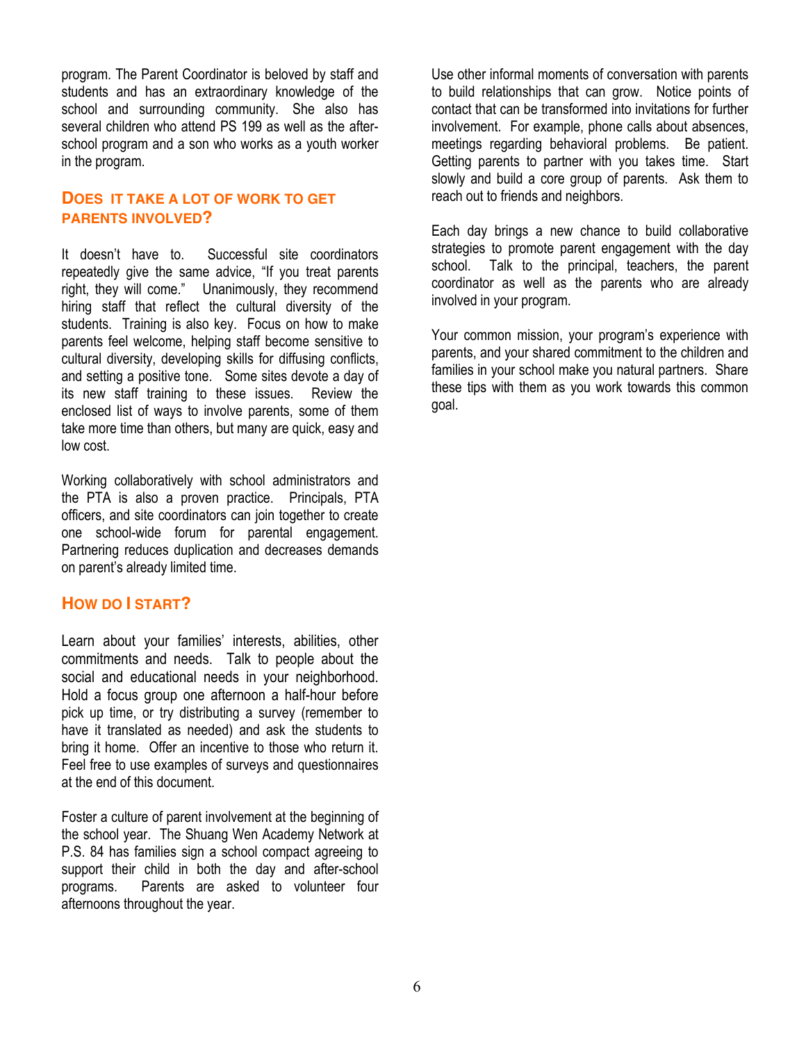program. The Parent Coordinator is beloved by staff and students and has an extraordinary knowledge of the school and surrounding community. She also has several children who attend PS 199 as well as the after-school program and a son who works as a youth worker in the program.

## Does it take a lot of work to get parents involved?

It doesn't have to. Successful site coordinators repeatedly give the same advice, "If you treat parents right, they will come." Unanimously, they recommend hiring staff that reflect the cultural diversity of the students. Training is also key. Focus on how to make parents feel welcome, helping staff become sensitive to cultural diversity, developing skills for diffusing conflicts, and setting a positive tone. Some sites devote a day of its new staff training to these issues. Review the enclosed list of ways to involve parents, some of them take more time than others, but many are quick, easy and low cost.

Working collaboratively with school administrators and the PTA is also a proven practice. Principals, PTA officers, and site coordinators can join together to create one school-wide forum for parental engagement. Partnering reduces duplication and decreases demands on parent's already limited time.

## How do I start?

Learn about your families' interests, abilities, other commitments and needs. Talk to people about the social and educational needs in your neighborhood. Hold a focus group one afternoon a half-hour before pick up time, or try distributing a survey (remember to have it translated as needed) and ask the students to bring it home. Offer an incentive to those who return it. Feel free to use examples of surveys and questionnaires at the end of this document.

Foster a culture of parent involvement at the beginning of the school year. The Shuang Wen Academy Network at P.S. 84 has families sign a school compact agreeing to support their child in both the day and after-school programs. Parents are asked to volunteer four afternoons throughout the year.

Use other informal moments of conversation with parents to build relationships that can grow. Notice points of contact that can be transformed into invitations for further involvement. For example, phone calls about absences, meetings regarding behavioral problems. Be patient. Getting parents to partner with you takes time. Start slowly and build a core group of parents. Ask them to reach out to friends and neighbors.

Each day brings a new chance to build collaborative strategies to promote parent engagement with the day school. Talk to the principal, teachers, the parent coordinator as well as the parents who are already involved in your program.

Your common mission, your program's experience with parents, and your shared commitment to the children and families in your school make you natural partners. Share these tips with them as you work towards this common goal.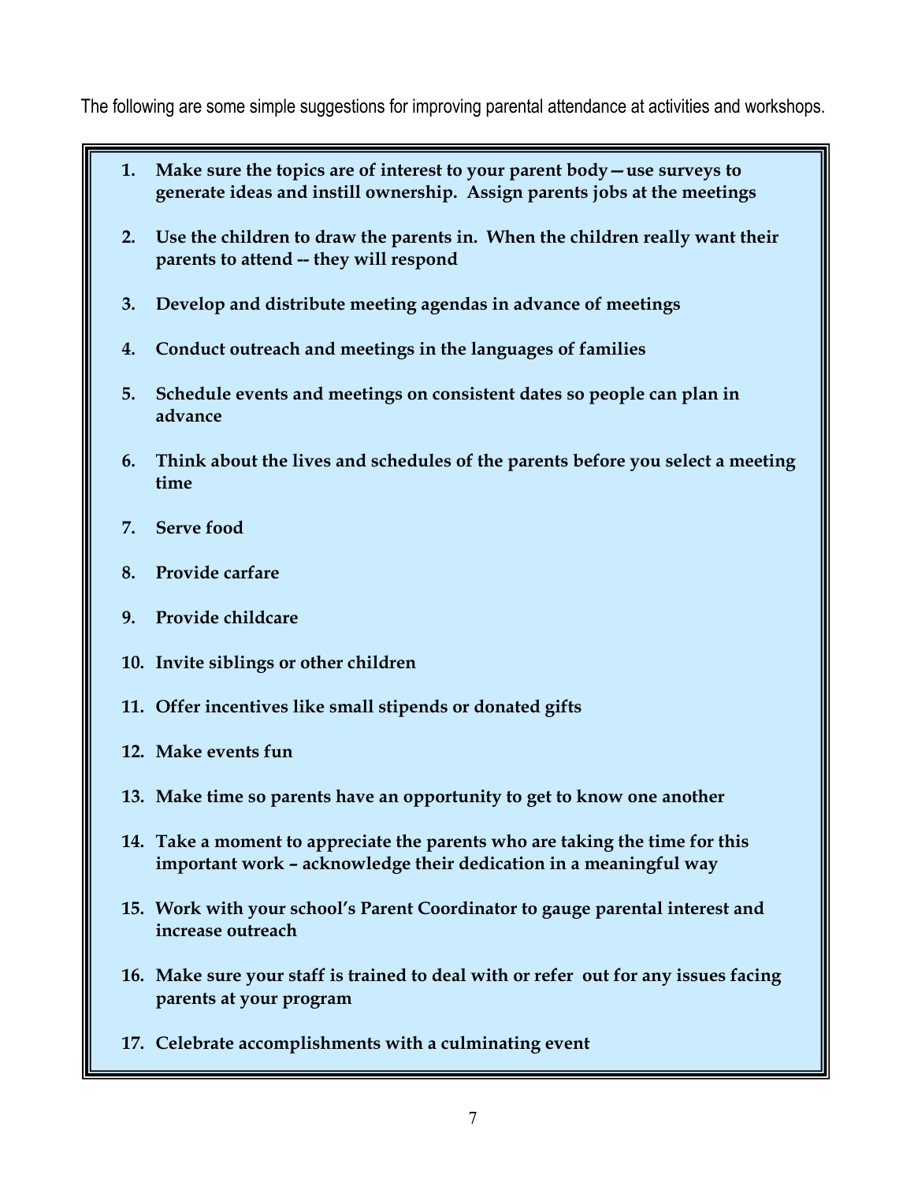The following are some simple suggestions for improving parental attendance at activities and workshops.

1. **Make sure the topics are of interest to your parent body—use surveys to generate ideas and instill ownership. Assign parents jobs at the meetings**

2. **Use the children to draw the parents in. When the children really want their parents to attend -- they will respond**

3. **Develop and distribute meeting agendas in advance of meetings**

4. **Conduct outreach and meetings in the languages of families**

5. **Schedule events and meetings on consistent dates so people can plan in advance**

6. **Think about the lives and schedules of the parents before you select a meeting time**

7. **Serve food**

8. **Provide carfare**

9. **Provide childcare**

10. **Invite siblings or other children**

11. **Offer incentives like small stipends or donated gifts**

12. **Make events fun**

13. **Make time so parents have an opportunity to get to know one another**

14. **Take a moment to appreciate the parents who are taking the time for this important work – acknowledge their dedication in a meaningful way**

15. **Work with your school's Parent Coordinator to gauge parental interest and increase outreach**

16. **Make sure your staff is trained to deal with or refer out for any issues facing parents at your program**

17. **Celebrate accomplishments with a culminating event**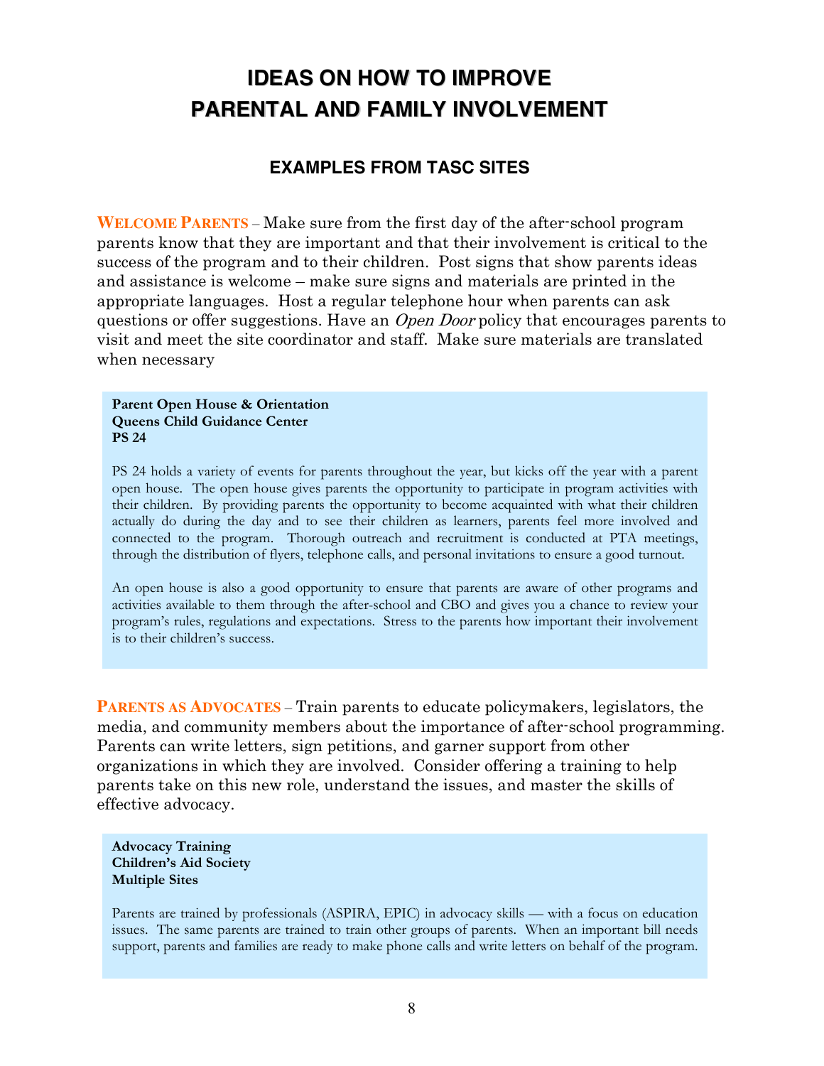# IDEAS ON HOW TO IMPROVE PARENTAL AND FAMILY INVOLVEMENT

## EXAMPLES FROM TASC SITES

**WELCOME PARENTS** – Make sure from the first day of the after-school program parents know that they are important and that their involvement is critical to the success of the program and to their children. Post signs that show parents ideas and assistance is welcome – make sure signs and materials are printed in the appropriate languages. Host a regular telephone hour when parents can ask questions or offer suggestions. Have an *Open Door* policy that encourages parents to visit and meet the site coordinator and staff. Make sure materials are translated when necessary

> **Parent Open House & Orientation**
> **Queens Child Guidance Center**
> **PS 24**
>
> PS 24 holds a variety of events for parents throughout the year, but kicks off the year with a parent open house. The open house gives parents the opportunity to participate in program activities with their children. By providing parents the opportunity to become acquainted with what their children actually do during the day and to see their children as learners, parents feel more involved and connected to the program. Thorough outreach and recruitment is conducted at PTA meetings, through the distribution of flyers, telephone calls, and personal invitations to ensure a good turnout.
>
> An open house is also a good opportunity to ensure that parents are aware of other programs and activities available to them through the after-school and CBO and gives you a chance to review your program's rules, regulations and expectations. Stress to the parents how important their involvement is to their children's success.

**PARENTS AS ADVOCATES** – Train parents to educate policymakers, legislators, the media, and community members about the importance of after-school programming. Parents can write letters, sign petitions, and garner support from other organizations in which they are involved. Consider offering a training to help parents take on this new role, understand the issues, and master the skills of effective advocacy.

> **Advocacy Training**
> **Children's Aid Society**
> **Multiple Sites**
>
> Parents are trained by professionals (ASPIRA, EPIC) in advocacy skills — with a focus on education issues. The same parents are trained to train other groups of parents. When an important bill needs support, parents and families are ready to make phone calls and write letters on behalf of the program.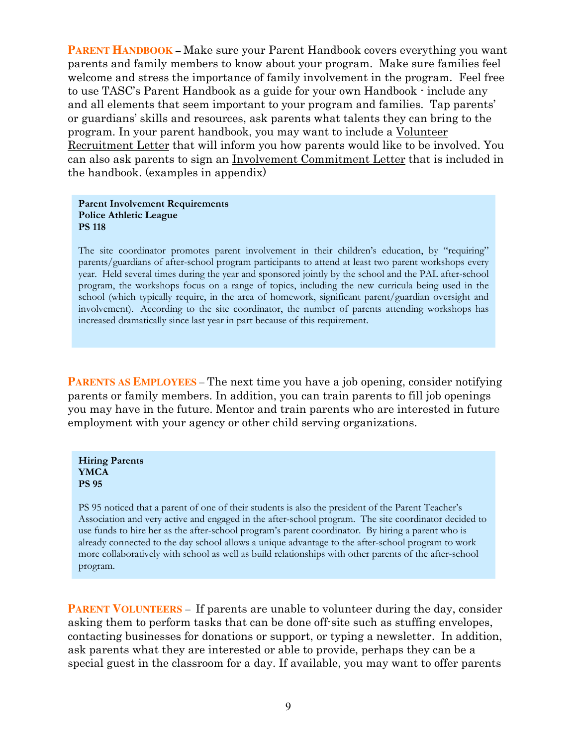**PARENT HANDBOOK –** Make sure your Parent Handbook covers everything you want parents and family members to know about your program. Make sure families feel welcome and stress the importance of family involvement in the program. Feel free to use TASC's Parent Handbook as a guide for your own Handbook - include any and all elements that seem important to your program and families. Tap parents' or guardians' skills and resources, ask parents what talents they can bring to the program. In your parent handbook, you may want to include a Volunteer Recruitment Letter that will inform you how parents would like to be involved. You can also ask parents to sign an Involvement Commitment Letter that is included in the handbook. (examples in appendix)

> **Parent Involvement Requirements**
> **Police Athletic League**
> **PS 118**
>
> The site coordinator promotes parent involvement in their children's education, by "requiring" parents/guardians of after-school program participants to attend at least two parent workshops every year. Held several times during the year and sponsored jointly by the school and the PAL after-school program, the workshops focus on a range of topics, including the new curricula being used in the school (which typically require, in the area of homework, significant parent/guardian oversight and involvement). According to the site coordinator, the number of parents attending workshops has increased dramatically since last year in part because of this requirement.

**PARENTS AS EMPLOYEES** – The next time you have a job opening, consider notifying parents or family members. In addition, you can train parents to fill job openings you may have in the future. Mentor and train parents who are interested in future employment with your agency or other child serving organizations.

> **Hiring Parents**
> **YMCA**
> **PS 95**
>
> PS 95 noticed that a parent of one of their students is also the president of the Parent Teacher's Association and very active and engaged in the after-school program. The site coordinator decided to use funds to hire her as the after-school program's parent coordinator. By hiring a parent who is already connected to the day school allows a unique advantage to the after-school program to work more collaboratively with school as well as build relationships with other parents of the after-school program.

**PARENT VOLUNTEERS** – If parents are unable to volunteer during the day, consider asking them to perform tasks that can be done off-site such as stuffing envelopes, contacting businesses for donations or support, or typing a newsletter. In addition, ask parents what they are interested or able to provide, perhaps they can be a special guest in the classroom for a day. If available, you may want to offer parents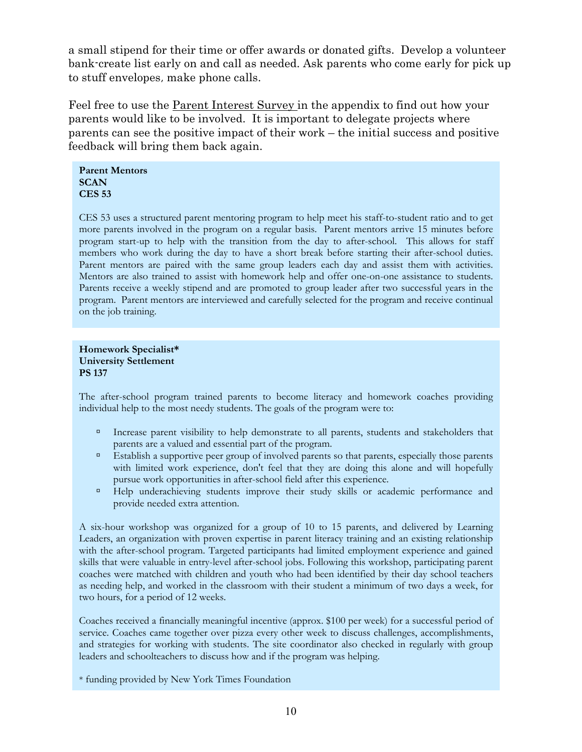a small stipend for their time or offer awards or donated gifts. Develop a volunteer bank-create list early on and call as needed. Ask parents who come early for pick up to stuff envelopes, make phone calls.

Feel free to use the Parent Interest Survey in the appendix to find out how your parents would like to be involved. It is important to delegate projects where parents can see the positive impact of their work – the initial success and positive feedback will bring them back again.

**Parent Mentors**
**SCAN**
**CES 53**

CES 53 uses a structured parent mentoring program to help meet his staff-to-student ratio and to get more parents involved in the program on a regular basis. Parent mentors arrive 15 minutes before program start-up to help with the transition from the day to after-school. This allows for staff members who work during the day to have a short break before starting their after-school duties. Parent mentors are paired with the same group leaders each day and assist them with activities. Mentors are also trained to assist with homework help and offer one-on-one assistance to students. Parents receive a weekly stipend and are promoted to group leader after two successful years in the program. Parent mentors are interviewed and carefully selected for the program and receive continual on the job training.

**Homework Specialist***
**University Settlement**
**PS 137**

The after-school program trained parents to become literacy and homework coaches providing individual help to the most needy students. The goals of the program were to:

- Increase parent visibility to help demonstrate to all parents, students and stakeholders that parents are a valued and essential part of the program.
- Establish a supportive peer group of involved parents so that parents, especially those parents with limited work experience, don't feel that they are doing this alone and will hopefully pursue work opportunities in after-school field after this experience.
- Help underachieving students improve their study skills or academic performance and provide needed extra attention.

A six-hour workshop was organized for a group of 10 to 15 parents, and delivered by Learning Leaders, an organization with proven expertise in parent literacy training and an existing relationship with the after-school program. Targeted participants had limited employment experience and gained skills that were valuable in entry-level after-school jobs. Following this workshop, participating parent coaches were matched with children and youth who had been identified by their day school teachers as needing help, and worked in the classroom with their student a minimum of two days a week, for two hours, for a period of 12 weeks.

Coaches received a financially meaningful incentive (approx. $100 per week) for a successful period of service. Coaches came together over pizza every other week to discuss challenges, accomplishments, and strategies for working with students. The site coordinator also checked in regularly with group leaders and schoolteachers to discuss how and if the program was helping.

* funding provided by New York Times Foundation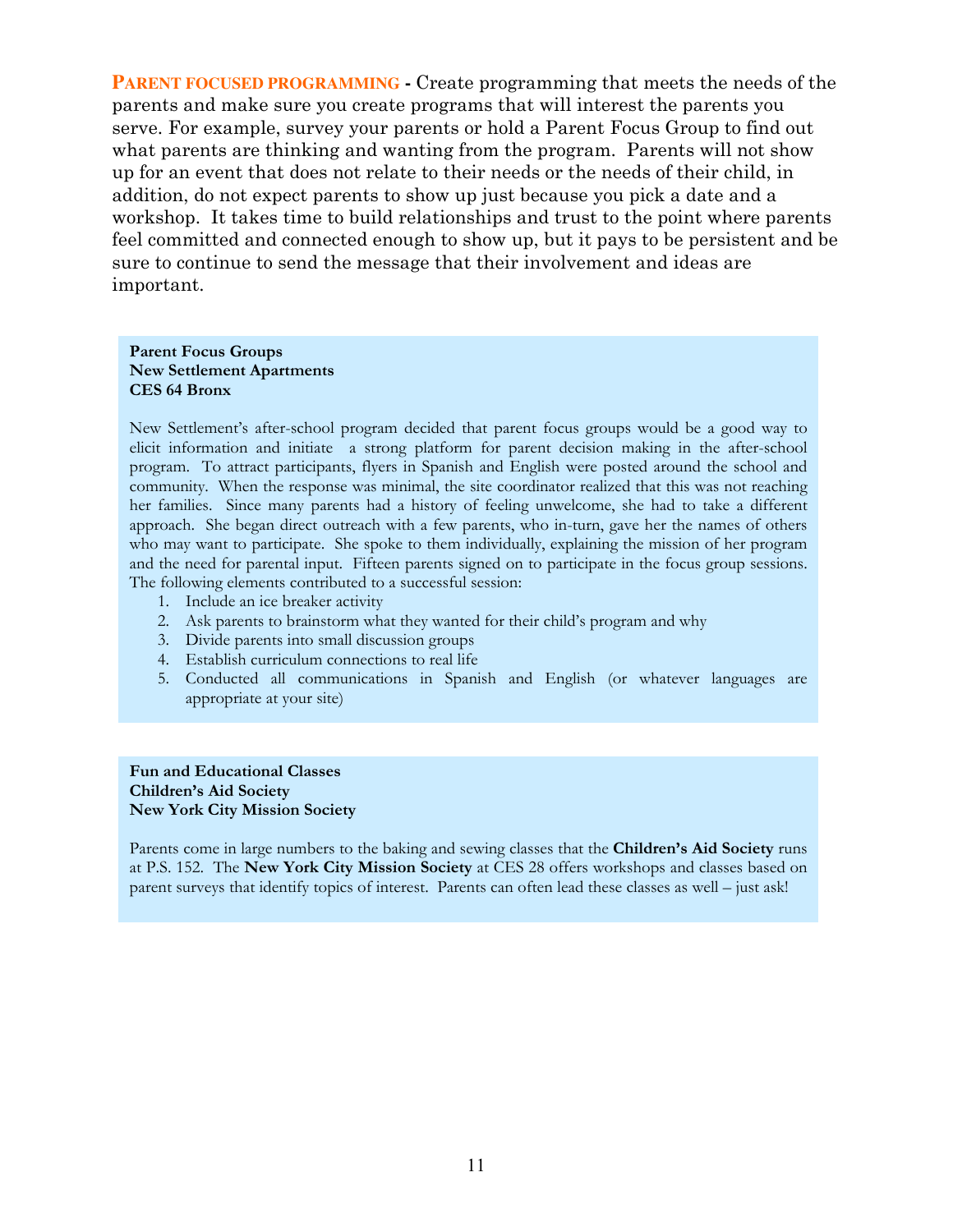**PARENT FOCUSED PROGRAMMING -** Create programming that meets the needs of the parents and make sure you create programs that will interest the parents you serve. For example, survey your parents or hold a Parent Focus Group to find out what parents are thinking and wanting from the program. Parents will not show up for an event that does not relate to their needs or the needs of their child, in addition, do not expect parents to show up just because you pick a date and a workshop. It takes time to build relationships and trust to the point where parents feel committed and connected enough to show up, but it pays to be persistent and be sure to continue to send the message that their involvement and ideas are important.

**Parent Focus Groups**
**New Settlement Apartments**
**CES 64 Bronx**

New Settlement's after-school program decided that parent focus groups would be a good way to elicit information and initiate a strong platform for parent decision making in the after-school program. To attract participants, flyers in Spanish and English were posted around the school and community. When the response was minimal, the site coordinator realized that this was not reaching her families. Since many parents had a history of feeling unwelcome, she had to take a different approach. She began direct outreach with a few parents, who in-turn, gave her the names of others who may want to participate. She spoke to them individually, explaining the mission of her program and the need for parental input. Fifteen parents signed on to participate in the focus group sessions. The following elements contributed to a successful session:

1. Include an ice breaker activity
2. Ask parents to brainstorm what they wanted for their child's program and why
3. Divide parents into small discussion groups
4. Establish curriculum connections to real life
5. Conducted all communications in Spanish and English (or whatever languages are appropriate at your site)

**Fun and Educational Classes**
**Children's Aid Society**
**New York City Mission Society**

Parents come in large numbers to the baking and sewing classes that the **Children's Aid Society** runs at P.S. 152. The **New York City Mission Society** at CES 28 offers workshops and classes based on parent surveys that identify topics of interest. Parents can often lead these classes as well – just ask!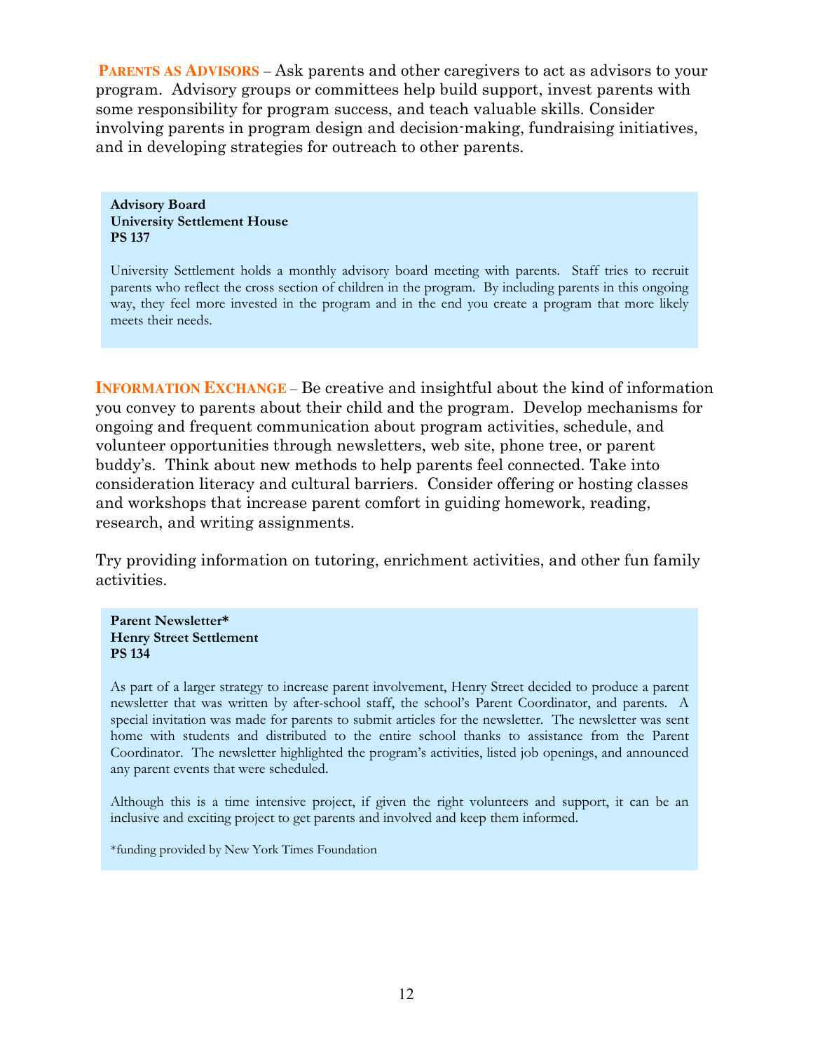**PARENTS AS ADVISORS** – Ask parents and other caregivers to act as advisors to your program. Advisory groups or committees help build support, invest parents with some responsibility for program success, and teach valuable skills. Consider involving parents in program design and decision-making, fundraising initiatives, and in developing strategies for outreach to other parents.

> **Advisory Board**
> **University Settlement House**
> **PS 137**
>
> University Settlement holds a monthly advisory board meeting with parents. Staff tries to recruit parents who reflect the cross section of children in the program. By including parents in this ongoing way, they feel more invested in the program and in the end you create a program that more likely meets their needs.

**INFORMATION EXCHANGE** – Be creative and insightful about the kind of information you convey to parents about their child and the program. Develop mechanisms for ongoing and frequent communication about program activities, schedule, and volunteer opportunities through newsletters, web site, phone tree, or parent buddy's. Think about new methods to help parents feel connected. Take into consideration literacy and cultural barriers. Consider offering or hosting classes and workshops that increase parent comfort in guiding homework, reading, research, and writing assignments.

Try providing information on tutoring, enrichment activities, and other fun family activities.

> **Parent Newsletter***
> **Henry Street Settlement**
> **PS 134**
>
> As part of a larger strategy to increase parent involvement, Henry Street decided to produce a parent newsletter that was written by after-school staff, the school's Parent Coordinator, and parents. A special invitation was made for parents to submit articles for the newsletter. The newsletter was sent home with students and distributed to the entire school thanks to assistance from the Parent Coordinator. The newsletter highlighted the program's activities, listed job openings, and announced any parent events that were scheduled.
>
> Although this is a time intensive project, if given the right volunteers and support, it can be an inclusive and exciting project to get parents and involved and keep them informed.
>
> *funding provided by New York Times Foundation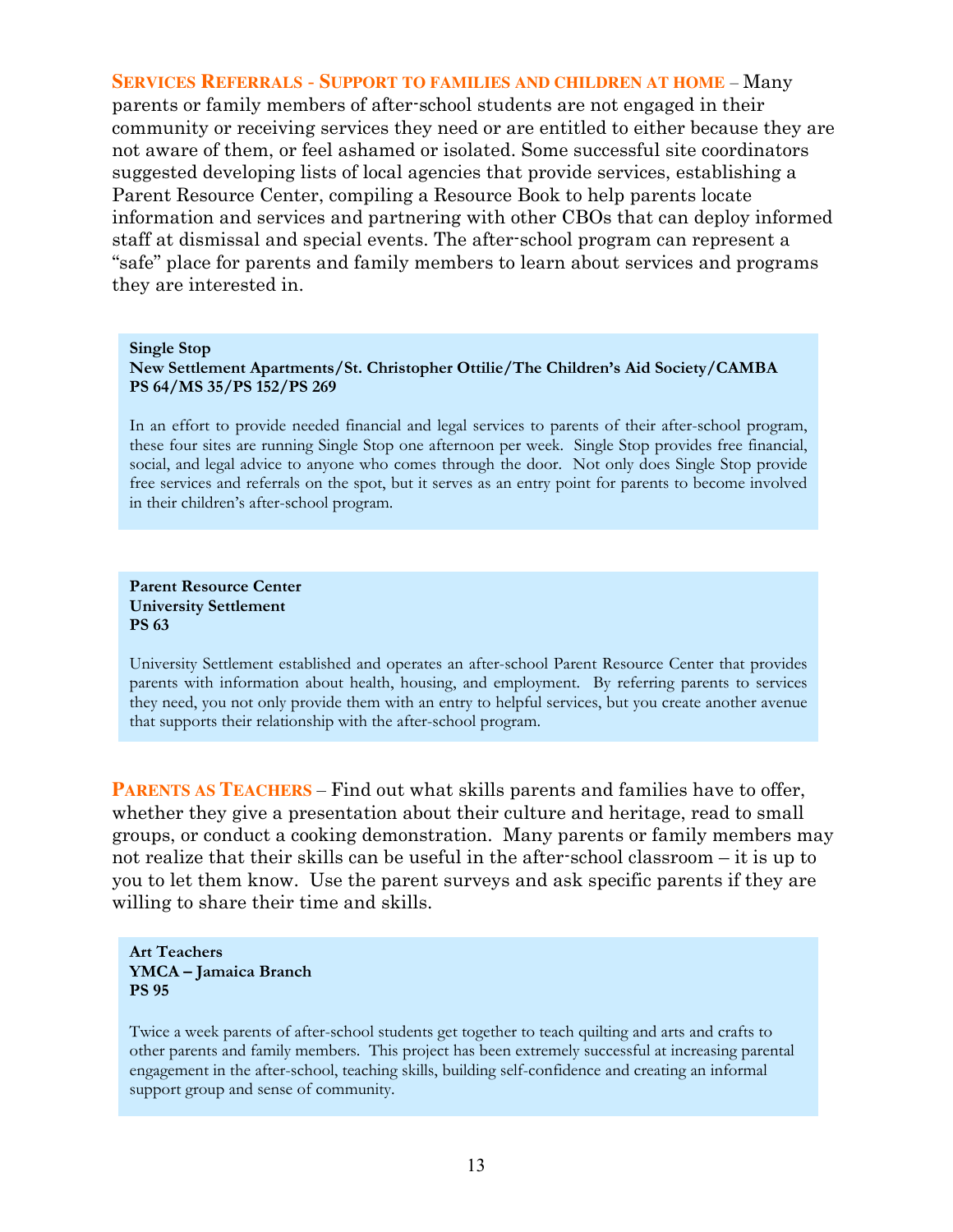**SERVICES REFERRALS - SUPPORT TO FAMILIES AND CHILDREN AT HOME** – Many parents or family members of after-school students are not engaged in their community or receiving services they need or are entitled to either because they are not aware of them, or feel ashamed or isolated. Some successful site coordinators suggested developing lists of local agencies that provide services, establishing a Parent Resource Center, compiling a Resource Book to help parents locate information and services and partnering with other CBOs that can deploy informed staff at dismissal and special events. The after-school program can represent a "safe" place for parents and family members to learn about services and programs they are interested in.

> **Single Stop**
> **New Settlement Apartments/St. Christopher Ottilie/The Children's Aid Society/CAMBA**
> **PS 64/MS 35/PS 152/PS 269**
>
> In an effort to provide needed financial and legal services to parents of their after-school program, these four sites are running Single Stop one afternoon per week. Single Stop provides free financial, social, and legal advice to anyone who comes through the door. Not only does Single Stop provide free services and referrals on the spot, but it serves as an entry point for parents to become involved in their children's after-school program.

> **Parent Resource Center**
> **University Settlement**
> **PS 63**
>
> University Settlement established and operates an after-school Parent Resource Center that provides parents with information about health, housing, and employment. By referring parents to services they need, you not only provide them with an entry to helpful services, but you create another avenue that supports their relationship with the after-school program.

**PARENTS AS TEACHERS** – Find out what skills parents and families have to offer, whether they give a presentation about their culture and heritage, read to small groups, or conduct a cooking demonstration. Many parents or family members may not realize that their skills can be useful in the after-school classroom – it is up to you to let them know. Use the parent surveys and ask specific parents if they are willing to share their time and skills.

> **Art Teachers**
> **YMCA – Jamaica Branch**
> **PS 95**
>
> Twice a week parents of after-school students get together to teach quilting and arts and crafts to other parents and family members. This project has been extremely successful at increasing parental engagement in the after-school, teaching skills, building self-confidence and creating an informal support group and sense of community.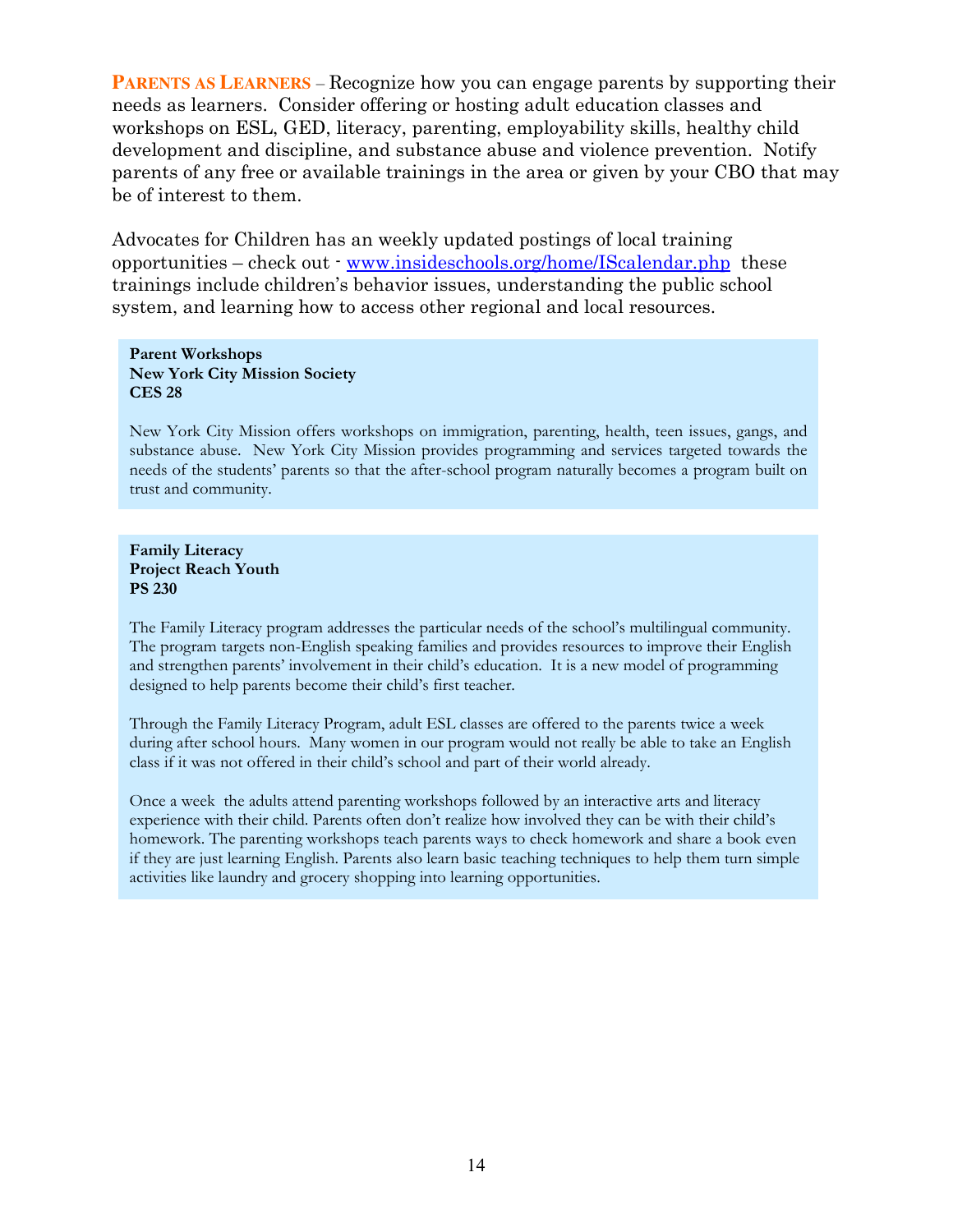**PARENTS AS LEARNERS** – Recognize how you can engage parents by supporting their needs as learners. Consider offering or hosting adult education classes and workshops on ESL, GED, literacy, parenting, employability skills, healthy child development and discipline, and substance abuse and violence prevention. Notify parents of any free or available trainings in the area or given by your CBO that may be of interest to them.

Advocates for Children has an weekly updated postings of local training opportunities – check out - [www.insideschools.org/home/IScalendar.php](www.insideschools.org/home/IScalendar.php) these trainings include children's behavior issues, understanding the public school system, and learning how to access other regional and local resources.

**Parent Workshops**
**New York City Mission Society**
**CES 28**

New York City Mission offers workshops on immigration, parenting, health, teen issues, gangs, and substance abuse. New York City Mission provides programming and services targeted towards the needs of the students' parents so that the after-school program naturally becomes a program built on trust and community.

**Family Literacy**
**Project Reach Youth**
**PS 230**

The Family Literacy program addresses the particular needs of the school's multilingual community. The program targets non-English speaking families and provides resources to improve their English and strengthen parents' involvement in their child's education. It is a new model of programming designed to help parents become their child's first teacher.

Through the Family Literacy Program, adult ESL classes are offered to the parents twice a week during after school hours. Many women in our program would not really be able to take an English class if it was not offered in their child's school and part of their world already.

Once a week the adults attend parenting workshops followed by an interactive arts and literacy experience with their child. Parents often don't realize how involved they can be with their child's homework. The parenting workshops teach parents ways to check homework and share a book even if they are just learning English. Parents also learn basic teaching techniques to help them turn simple activities like laundry and grocery shopping into learning opportunities.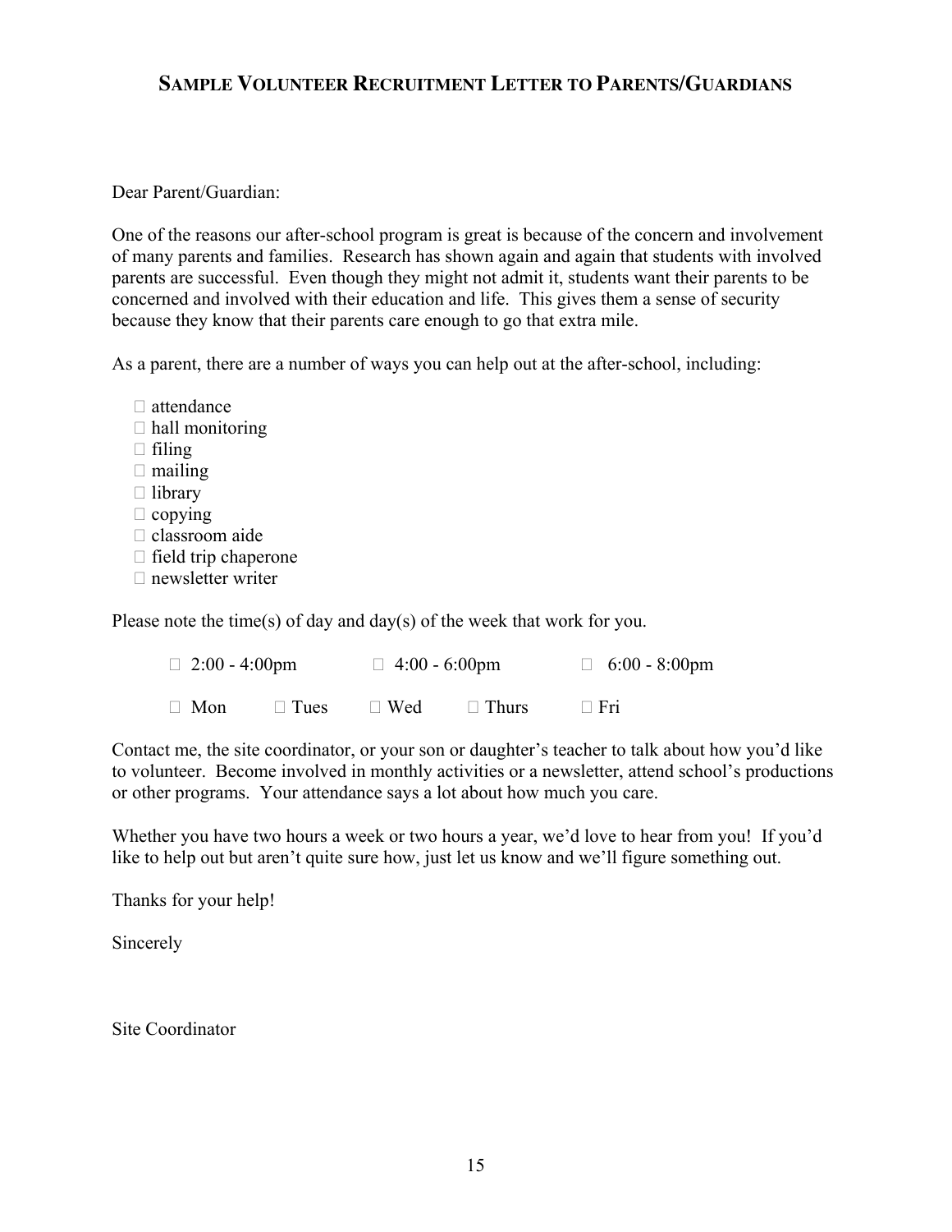## SAMPLE VOLUNTEER RECRUITMENT LETTER TO PARENTS/GUARDIANS

Dear Parent/Guardian:

One of the reasons our after-school program is great is because of the concern and involvement of many parents and families. Research has shown again and again that students with involved parents are successful. Even though they might not admit it, students want their parents to be concerned and involved with their education and life. This gives them a sense of security because they know that their parents care enough to go that extra mile.

As a parent, there are a number of ways you can help out at the after-school, including:

- ☐ attendance
- ☐ hall monitoring
- ☐ filing
- ☐ mailing
- ☐ library
- ☐ copying
- ☐ classroom aide
- ☐ field trip chaperone
- ☐ newsletter writer

Please note the time(s) of day and day(s) of the week that work for you.

☐ 2:00 - 4:00pm ☐ 4:00 - 6:00pm ☐ 6:00 - 8:00pm

☐ Mon ☐ Tues ☐ Wed ☐ Thurs ☐ Fri

Contact me, the site coordinator, or your son or daughter's teacher to talk about how you'd like to volunteer. Become involved in monthly activities or a newsletter, attend school's productions or other programs. Your attendance says a lot about how much you care.

Whether you have two hours a week or two hours a year, we'd love to hear from you! If you'd like to help out but aren't quite sure how, just let us know and we'll figure something out.

Thanks for your help!

Sincerely

Site Coordinator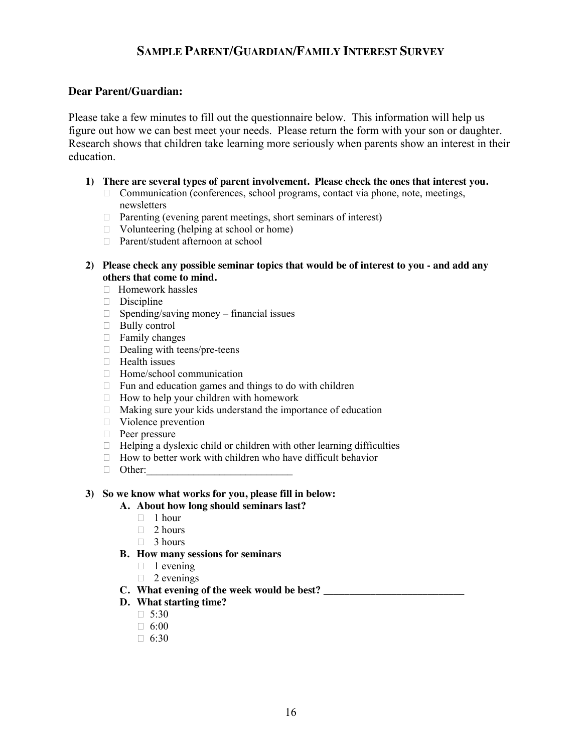# SAMPLE PARENT/GUARDIAN/FAMILY INTEREST SURVEY

**Dear Parent/Guardian:**

Please take a few minutes to fill out the questionnaire below. This information will help us figure out how we can best meet your needs. Please return the form with your son or daughter. Research shows that children take learning more seriously when parents show an interest in their education.

1) **There are several types of parent involvement. Please check the ones that interest you.**
   - ☐ Communication (conferences, school programs, contact via phone, note, meetings, newsletters
   - ☐ Parenting (evening parent meetings, short seminars of interest)
   - ☐ Volunteering (helping at school or home)
   - ☐ Parent/student afternoon at school

2) **Please check any possible seminar topics that would be of interest to you - and add any others that come to mind.**
   - ☐ Homework hassles
   - ☐ Discipline
   - ☐ Spending/saving money – financial issues
   - ☐ Bully control
   - ☐ Family changes
   - ☐ Dealing with teens/pre-teens
   - ☐ Health issues
   - ☐ Home/school communication
   - ☐ Fun and education games and things to do with children
   - ☐ How to help your children with homework
   - ☐ Making sure your kids understand the importance of education
   - ☐ Violence prevention
   - ☐ Peer pressure
   - ☐ Helping a dyslexic child or children with other learning difficulties
   - ☐ How to better work with children who have difficult behavior
   - ☐ Other:____________________________

3) **So we know what works for you, please fill in below:**
   - **A. About how long should seminars last?**
     - ☐ 1 hour
     - ☐ 2 hours
     - ☐ 3 hours
   - **B. How many sessions for seminars**
     - ☐ 1 evening
     - ☐ 2 evenings
   - **C. What evening of the week would be best? ___________________________**
   - **D. What starting time?**
     - ☐ 5:30
     - ☐ 6:00
     - ☐ 6:30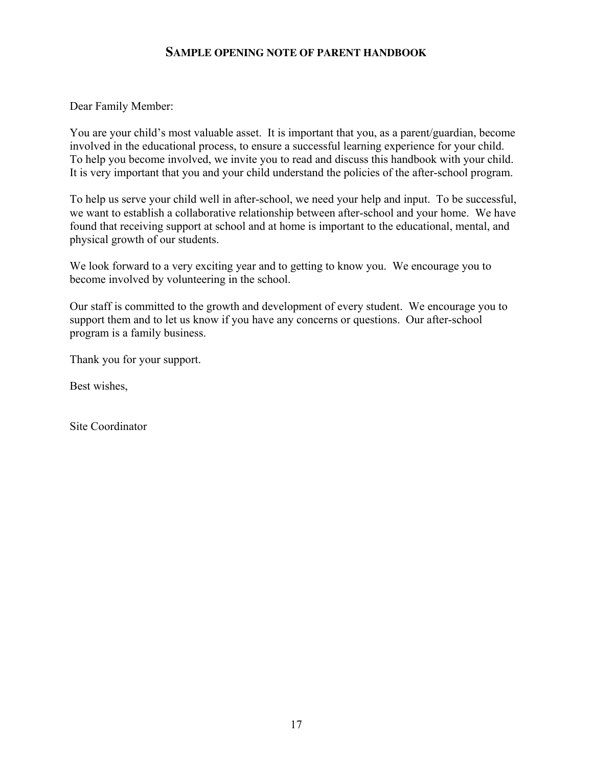## SAMPLE OPENING NOTE OF PARENT HANDBOOK

Dear Family Member:

You are your child's most valuable asset. It is important that you, as a parent/guardian, become involved in the educational process, to ensure a successful learning experience for your child. To help you become involved, we invite you to read and discuss this handbook with your child. It is very important that you and your child understand the policies of the after-school program.

To help us serve your child well in after-school, we need your help and input. To be successful, we want to establish a collaborative relationship between after-school and your home. We have found that receiving support at school and at home is important to the educational, mental, and physical growth of our students.

We look forward to a very exciting year and to getting to know you. We encourage you to become involved by volunteering in the school.

Our staff is committed to the growth and development of every student. We encourage you to support them and to let us know if you have any concerns or questions. Our after-school program is a family business.

Thank you for your support.

Best wishes,

Site Coordinator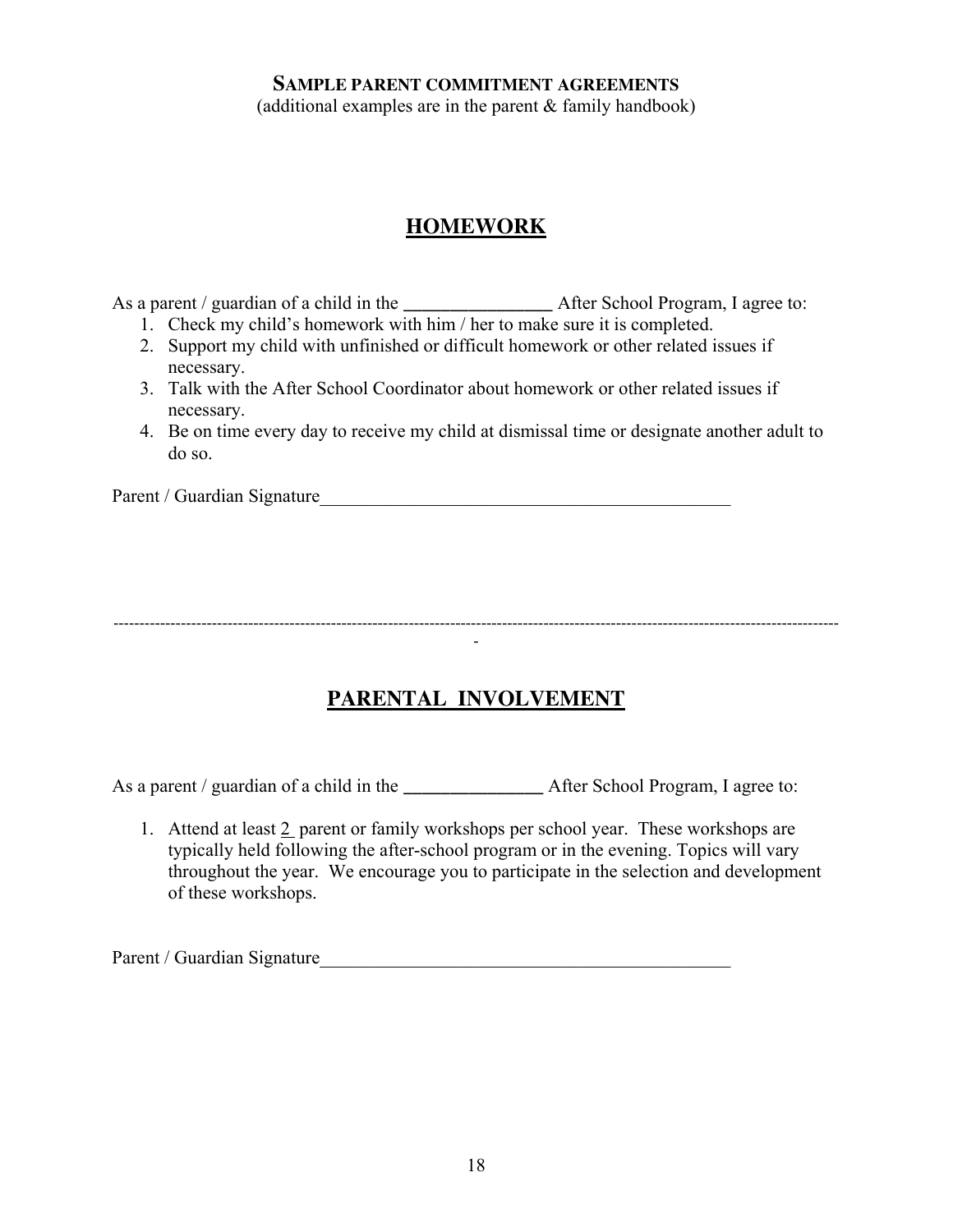**SAMPLE PARENT COMMITMENT AGREEMENTS**

(additional examples are in the parent & family handbook)

## HOMEWORK

As a parent / guardian of a child in the ________________ After School Program, I agree to:

1. Check my child's homework with him / her to make sure it is completed.
2. Support my child with unfinished or difficult homework or other related issues if necessary.
3. Talk with the After School Coordinator about homework or other related issues if necessary.
4. Be on time every day to receive my child at dismissal time or designate another adult to do so.

Parent / Guardian Signature______________________________________________

---

## PARENTAL INVOLVEMENT

As a parent / guardian of a child in the _______________ After School Program, I agree to:

1. Attend at least 2 parent or family workshops per school year. These workshops are typically held following the after-school program or in the evening. Topics will vary throughout the year. We encourage you to participate in the selection and development of these workshops.

Parent / Guardian Signature______________________________________________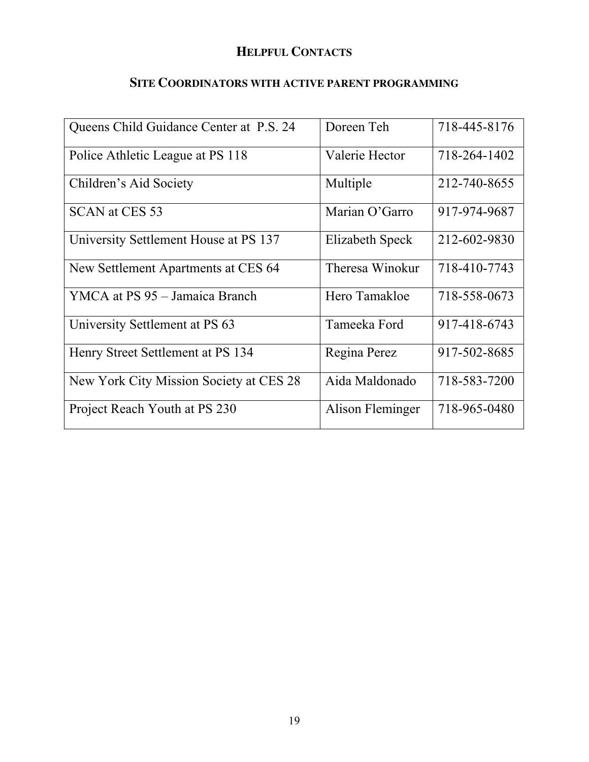## Helpful Contacts

### Site Coordinators with active parent programming

| | | |
|---|---|---|
| Queens Child Guidance Center at P.S. 24 | Doreen Teh | 718-445-8176 |
| Police Athletic League at PS 118 | Valerie Hector | 718-264-1402 |
| Children's Aid Society | Multiple | 212-740-8655 |
| SCAN at CES 53 | Marian O'Garro | 917-974-9687 |
| University Settlement House at PS 137 | Elizabeth Speck | 212-602-9830 |
| New Settlement Apartments at CES 64 | Theresa Winokur | 718-410-7743 |
| YMCA at PS 95 – Jamaica Branch | Hero Tamakloe | 718-558-0673 |
| University Settlement at PS 63 | Tameeka Ford | 917-418-6743 |
| Henry Street Settlement at PS 134 | Regina Perez | 917-502-8685 |
| New York City Mission Society at CES 28 | Aida Maldonado | 718-583-7200 |
| Project Reach Youth at PS 230 | Alison Fleminger | 718-965-0480 |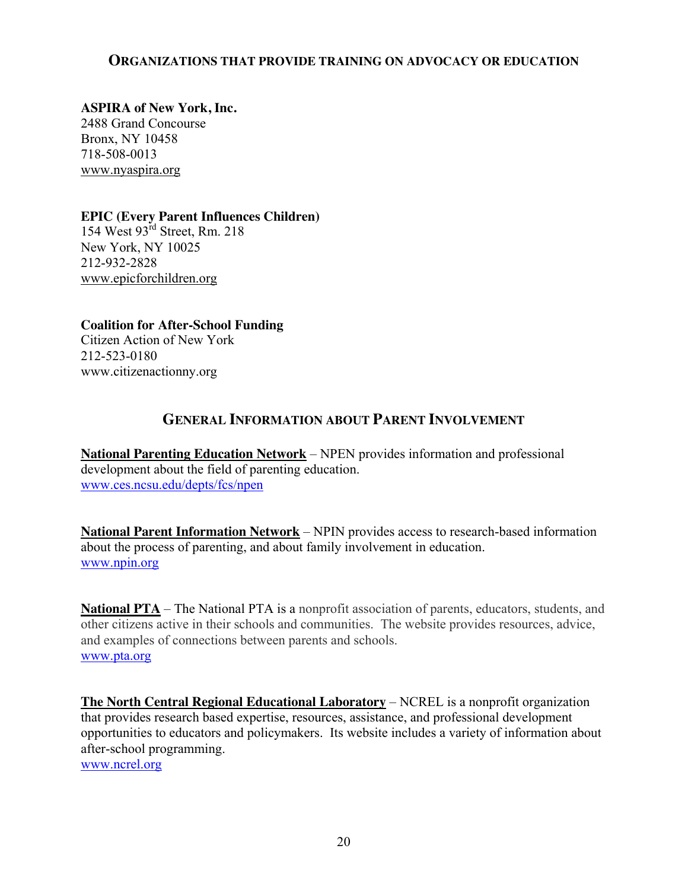## ORGANIZATIONS THAT PROVIDE TRAINING ON ADVOCACY OR EDUCATION

**ASPIRA of New York, Inc.**
2488 Grand Concourse
Bronx, NY 10458
718-508-0013
www.nyaspira.org

**EPIC (Every Parent Influences Children)**
154 West 93rd Street, Rm. 218
New York, NY 10025
212-932-2828
www.epicforchildren.org

**Coalition for After-School Funding**
Citizen Action of New York
212-523-0180
www.citizenactionny.org

## GENERAL INFORMATION ABOUT PARENT INVOLVEMENT

**National Parenting Education Network** – NPEN provides information and professional development about the field of parenting education.
www.ces.ncsu.edu/depts/fcs/npen

**National Parent Information Network** – NPIN provides access to research-based information about the process of parenting, and about family involvement in education.
www.npin.org

**National PTA** – The National PTA is a nonprofit association of parents, educators, students, and other citizens active in their schools and communities. The website provides resources, advice, and examples of connections between parents and schools.
www.pta.org

**The North Central Regional Educational Laboratory** – NCREL is a nonprofit organization that provides research based expertise, resources, assistance, and professional development opportunities to educators and policymakers. Its website includes a variety of information about after-school programming.
www.ncrel.org